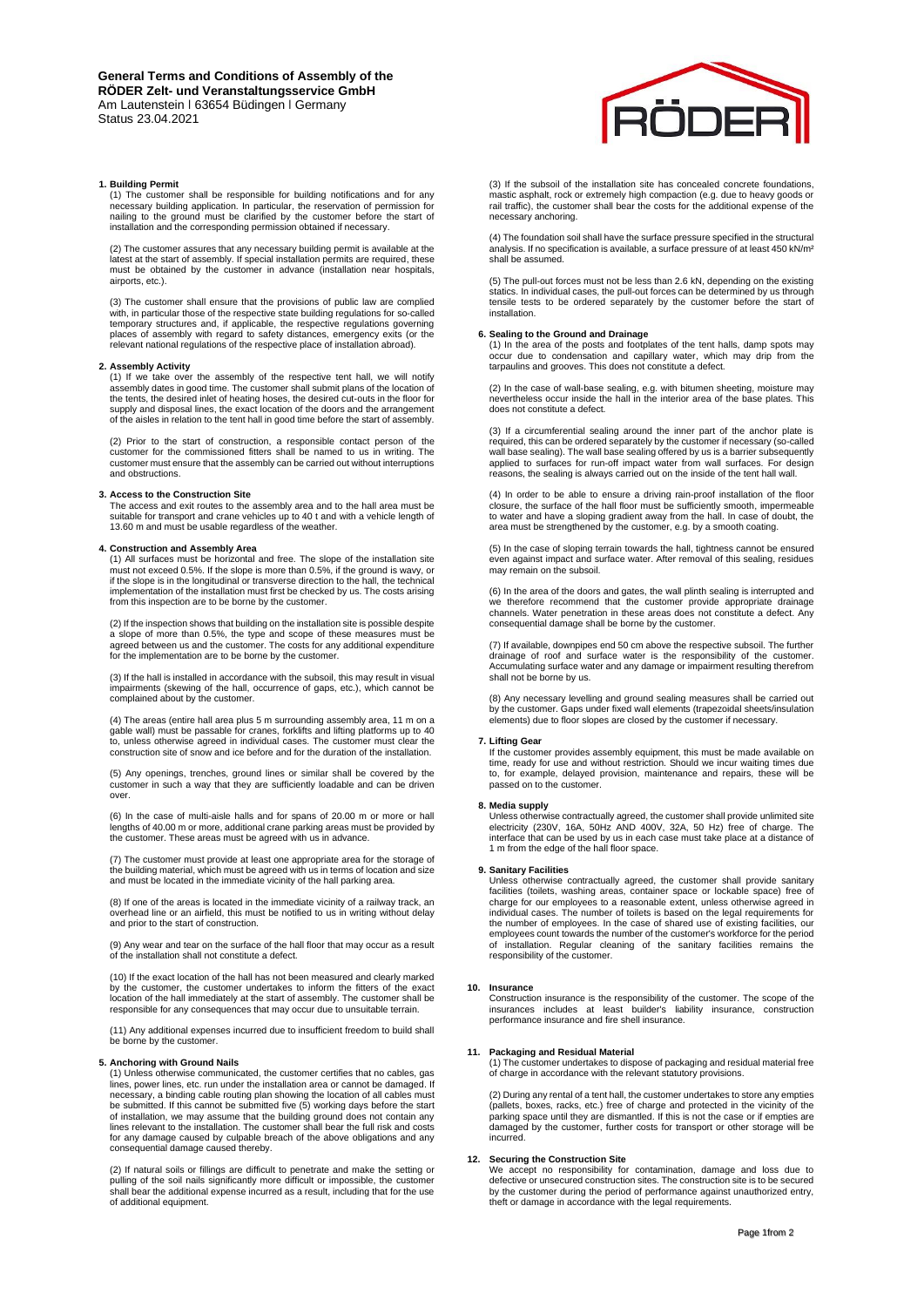# General Terms and Conditions of Assembly of the RÖDER Zelt- und Veranstaltungsservice GmbH

Am Lautenstein I 63654 Büdingen I Germany
Status 23.04.2021

## 1. Building Permit

(1) The customer shall be responsible for building notifications and for any necessary building application. In particular, the reservation of permission for nailing to the ground must be clarified by the customer before the start of installation and the corresponding permission obtained if necessary.

(2) The customer assures that any necessary building permit is available at the latest at the start of assembly. If special installation permits are required, these must be obtained by the customer in advance (installation near hospitals, airports, etc.).

(3) The customer shall ensure that the provisions of public law are complied with, in particular those of the respective state building regulations for so-called temporary structures and, if applicable, the respective regulations governing places of assembly with regard to safety distances, emergency exits (or the relevant national regulations of the respective place of installation abroad).

## 2. Assembly Activity

(1) If we take over the assembly of the respective tent hall, we will notify assembly dates in good time. The customer shall submit plans of the location of the tents, the desired inlet of heating hoses, the desired cut-outs in the floor for supply and disposal lines, the exact location of the doors and the arrangement of the aisles in relation to the tent hall in good time before the start of assembly.

(2) Prior to the start of construction, a responsible contact person of the customer for the commissioned fitters shall be named to us in writing. The customer must ensure that the assembly can be carried out without interruptions and obstructions.

## 3. Access to the Construction Site

The access and exit routes to the assembly area and to the hall area must be suitable for transport and crane vehicles up to 40 t and with a vehicle length of 13.60 m and must be usable regardless of the weather.

## 4. Construction and Assembly Area

(1) All surfaces must be horizontal and free. The slope of the installation site must not exceed 0.5%. If the slope is more than 0.5%, if the ground is wavy, or if the slope is in the longitudinal or transverse direction to the hall, the technical implementation of the installation must first be checked by us. The costs arising from this inspection are to be borne by the customer.

(2) If the inspection shows that building on the installation site is possible despite a slope of more than 0.5%, the type and scope of these measures must be agreed between us and the customer. The costs for any additional expenditure for the implementation are to be borne by the customer.

(3) If the hall is installed in accordance with the subsoil, this may result in visual impairments (skewing of the hall, occurrence of gaps, etc.), which cannot be complained about by the customer.

(4) The areas (entire hall area plus 5 m surrounding assembly area, 11 m on a gable wall) must be passable for cranes, forklifts and lifting platforms up to 40 to, unless otherwise agreed in individual cases. The customer must clear the construction site of snow and ice before and for the duration of the installation.

(5) Any openings, trenches, ground lines or similar shall be covered by the customer in such a way that they are sufficiently loadable and can be driven over.

(6) In the case of multi-aisle halls and for spans of 20.00 m or more or hall lengths of 40.00 m or more, additional crane parking areas must be provided by the customer. These areas must be agreed with us in advance.

(7) The customer must provide at least one appropriate area for the storage of the building material, which must be agreed with us in terms of location and size and must be located in the immediate vicinity of the hall parking area.

(8) If one of the areas is located in the immediate vicinity of a railway track, an overhead line or an airfield, this must be notified to us in writing without delay and prior to the start of construction.

(9) Any wear and tear on the surface of the hall floor that may occur as a result of the installation shall not constitute a defect.

(10) If the exact location of the hall has not been measured and clearly marked by the customer, the customer undertakes to inform the fitters of the exact location of the hall immediately at the start of assembly. The customer shall be responsible for any consequences that may occur due to unsuitable terrain.

(11) Any additional expenses incurred due to insufficient freedom to build shall be borne by the customer.

## 5. Anchoring with Ground Nails

(1) Unless otherwise communicated, the customer certifies that no cables, gas lines, power lines, etc. run under the installation area or cannot be damaged. If necessary, a binding cable routing plan showing the location of all cables must be submitted. If this cannot be submitted five (5) working days before the start of installation, we may assume that the building ground does not contain any lines relevant to the installation. The customer shall bear the full risk and costs for any damage caused by culpable breach of the above obligations and any consequential damage caused thereby.

(2) If natural soils or fillings are difficult to penetrate and make the setting or pulling of the soil nails significantly more difficult or impossible, the customer shall bear the additional expense incurred as a result, including that for the use of additional equipment.

(3) If the subsoil of the installation site has concealed concrete foundations, mastic asphalt, rock or extremely high compaction (e.g. due to heavy goods or rail traffic), the customer shall bear the costs for the additional expense of the necessary anchoring.

(4) The foundation soil shall have the surface pressure specified in the structural analysis. If no specification is available, a surface pressure of at least 450 kN/m² shall be assumed.

(5) The pull-out forces must not be less than 2.6 kN, depending on the existing statics. In individual cases, the pull-out forces can be determined by us through tensile tests to be ordered separately by the customer before the start of installation.

## 6. Sealing to the Ground and Drainage

(1) In the area of the posts and footplates of the tent halls, damp spots may occur due to condensation and capillary water, which may drip from the tarpaulins and grooves. This does not constitute a defect.

(2) In the case of wall-base sealing, e.g. with bitumen sheeting, moisture may nevertheless occur inside the hall in the interior area of the base plates. This does not constitute a defect.

(3) If a circumferential sealing around the inner part of the anchor plate is required, this can be ordered separately by the customer if necessary (so-called wall base sealing). The wall base sealing offered by us is a barrier subsequently applied to surfaces for run-off impact water from wall surfaces. For design reasons, the sealing is always carried out on the inside of the tent hall wall.

(4) In order to be able to ensure a driving rain-proof installation of the floor closure, the surface of the hall floor must be sufficiently smooth, impermeable to water and have a sloping gradient away from the hall. In case of doubt, the area must be strengthened by the customer, e.g. by a smooth coating.

(5) In the case of sloping terrain towards the hall, tightness cannot be ensured even against impact and surface water. After removal of this sealing, residues may remain on the subsoil.

(6) In the area of the doors and gates, the wall plinth sealing is interrupted and we therefore recommend that the customer provide appropriate drainage channels. Water penetration in these areas does not constitute a defect. Any consequential damage shall be borne by the customer.

(7) If available, downpipes end 50 cm above the respective subsoil. The further drainage of roof and surface water is the responsibility of the customer. Accumulating surface water and any damage or impairment resulting therefrom shall not be borne by us.

(8) Any necessary levelling and ground sealing measures shall be carried out by the customer. Gaps under fixed wall elements (trapezoidal sheets/insulation elements) due to floor slopes are closed by the customer if necessary.

## 7. Lifting Gear

If the customer provides assembly equipment, this must be made available on time, ready for use and without restriction. Should we incur waiting times due to, for example, delayed provision, maintenance and repairs, these will be passed on to the customer.

## 8. Media supply

Unless otherwise contractually agreed, the customer shall provide unlimited site electricity (230V, 16A, 50Hz AND 400V, 32A, 50 Hz) free of charge. The interface that can be used by us in each case must take place at a distance of 1 m from the edge of the hall floor space.

## 9. Sanitary Facilities

Unless otherwise contractually agreed, the customer shall provide sanitary facilities (toilets, washing areas, container space or lockable space) free of charge for our employees to a reasonable extent, unless otherwise agreed in individual cases. The number of toilets is based on the legal requirements for the number of employees. In the case of shared use of existing facilities, our employees count towards the number of the customer's workforce for the period of installation. Regular cleaning of the sanitary facilities remains the responsibility of the customer.

## 10. Insurance

Construction insurance is the responsibility of the customer. The scope of the insurances includes at least builder's liability insurance, construction performance insurance and fire shell insurance.

## 11. Packaging and Residual Material

(1) The customer undertakes to dispose of packaging and residual material free of charge in accordance with the relevant statutory provisions.

(2) During any rental of a tent hall, the customer undertakes to store any empties (pallets, boxes, racks, etc.) free of charge and protected in the vicinity of the parking space until they are dismantled. If this is not the case or if empties are damaged by the customer, further costs for transport or other storage will be incurred.

## 12. Securing the Construction Site

We accept no responsibility for contamination, damage and loss due to defective or unsecured construction sites. The construction site is to be secured by the customer during the period of performance against unauthorized entry, theft or damage in accordance with the legal requirements.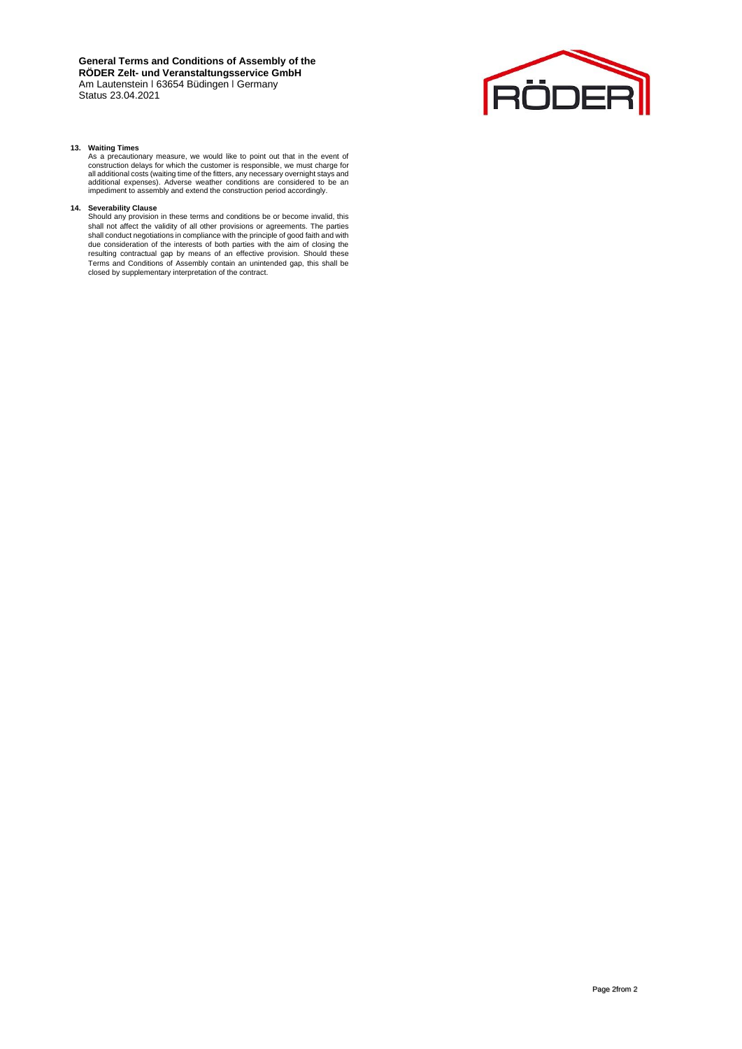## 13. Waiting Times

As a precautionary measure, we would like to point out that in the event of construction delays for which the customer is responsible, we must charge for all additional costs (waiting time of the fitters, any necessary overnight stays and additional expenses). Adverse weather conditions are considered to be an impediment to assembly and extend the construction period accordingly.

## 14. Severability Clause

Should any provision in these terms and conditions be or become invalid, this shall not affect the validity of all other provisions or agreements. The parties shall conduct negotiations in compliance with the principle of good faith and with due consideration of the interests of both parties with the aim of closing the resulting contractual gap by means of an effective provision. Should these Terms and Conditions of Assembly contain an unintended gap, this shall be closed by supplementary interpretation of the contract.